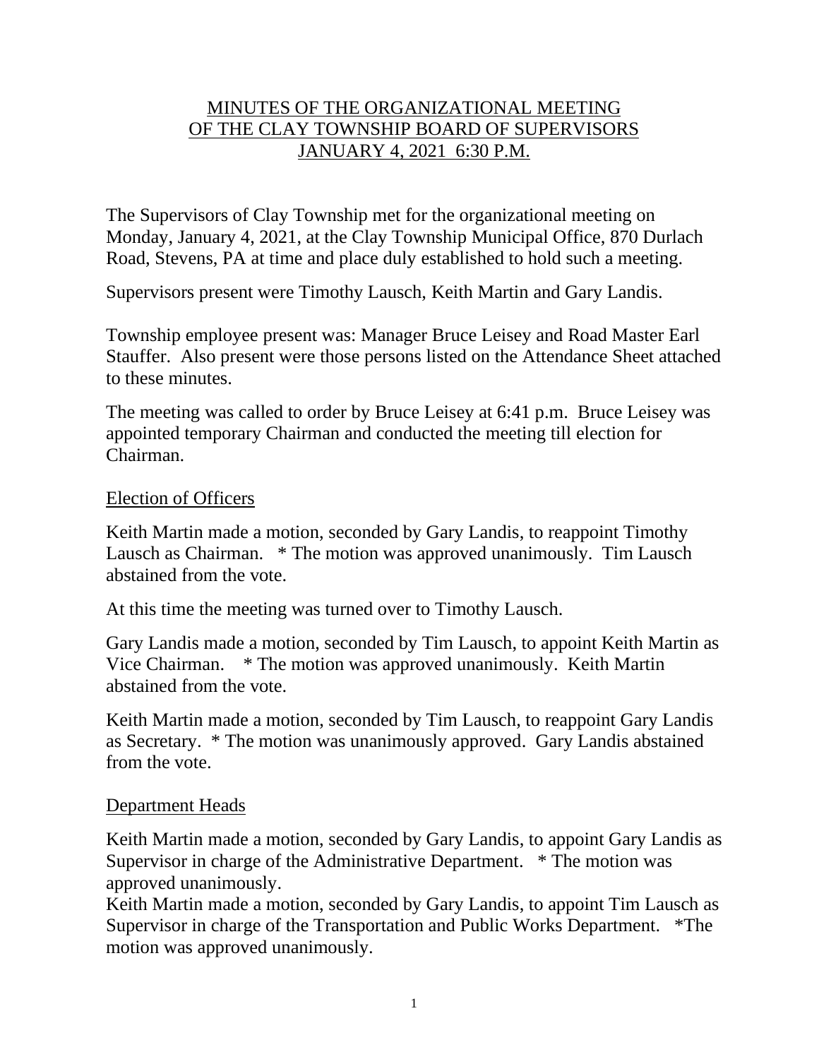# MINUTES OF THE ORGANIZATIONAL MEETING OF THE CLAY TOWNSHIP BOARD OF SUPERVISORS JANUARY 4, 2021 6:30 P.M.

The Supervisors of Clay Township met for the organizational meeting on Monday, January 4, 2021, at the Clay Township Municipal Office, 870 Durlach Road, Stevens, PA at time and place duly established to hold such a meeting.

Supervisors present were Timothy Lausch, Keith Martin and Gary Landis.

Township employee present was: Manager Bruce Leisey and Road Master Earl Stauffer. Also present were those persons listed on the Attendance Sheet attached to these minutes.

The meeting was called to order by Bruce Leisey at 6:41 p.m. Bruce Leisey was appointed temporary Chairman and conducted the meeting till election for Chairman.

## Election of Officers

Keith Martin made a motion, seconded by Gary Landis, to reappoint Timothy Lausch as Chairman. * The motion was approved unanimously. Tim Lausch abstained from the vote.

At this time the meeting was turned over to Timothy Lausch.

Gary Landis made a motion, seconded by Tim Lausch, to appoint Keith Martin as Vice Chairman. * The motion was approved unanimously. Keith Martin abstained from the vote.

Keith Martin made a motion, seconded by Tim Lausch, to reappoint Gary Landis as Secretary. * The motion was unanimously approved. Gary Landis abstained from the vote.

## Department Heads

Keith Martin made a motion, seconded by Gary Landis, to appoint Gary Landis as Supervisor in charge of the Administrative Department. * The motion was approved unanimously.

Keith Martin made a motion, seconded by Gary Landis, to appoint Tim Lausch as Supervisor in charge of the Transportation and Public Works Department. *The motion was approved unanimously.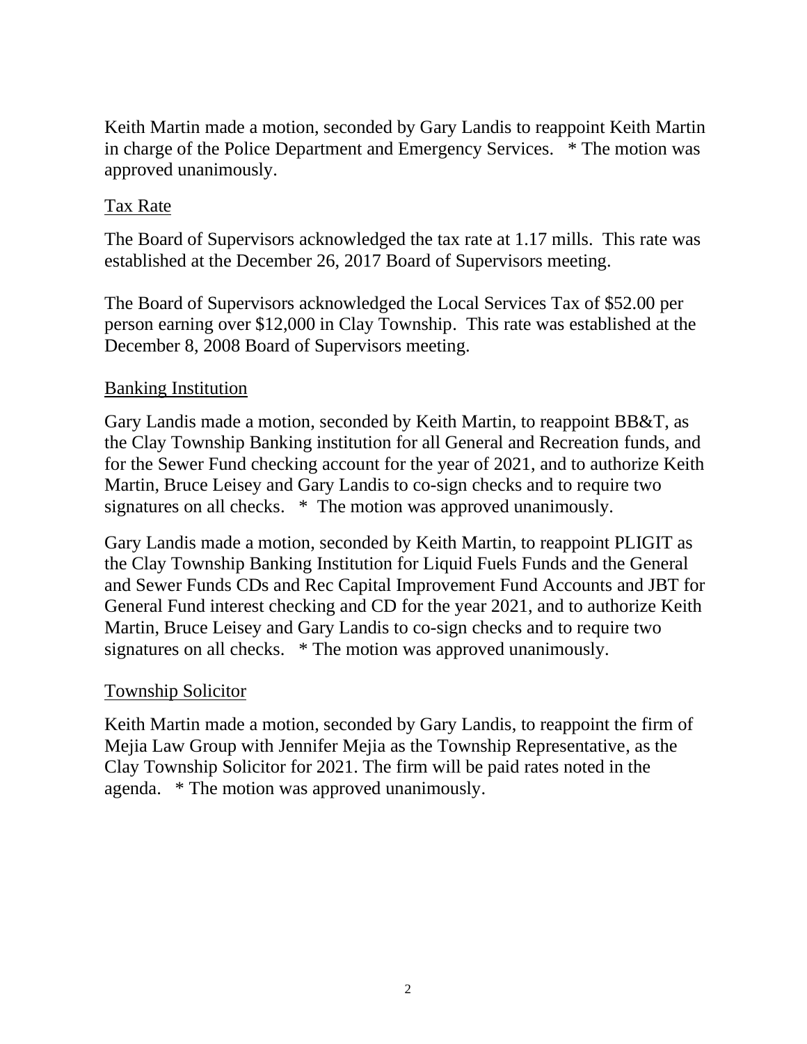Keith Martin made a motion, seconded by Gary Landis to reappoint Keith Martin in charge of the Police Department and Emergency Services. * The motion was approved unanimously.

## Tax Rate

The Board of Supervisors acknowledged the tax rate at 1.17 mills. This rate was established at the December 26, 2017 Board of Supervisors meeting.

The Board of Supervisors acknowledged the Local Services Tax of $52.00 per person earning over $12,000 in Clay Township. This rate was established at the December 8, 2008 Board of Supervisors meeting.

## Banking Institution

Gary Landis made a motion, seconded by Keith Martin, to reappoint BB&T, as the Clay Township Banking institution for all General and Recreation funds, and for the Sewer Fund checking account for the year of 2021, and to authorize Keith Martin, Bruce Leisey and Gary Landis to co-sign checks and to require two signatures on all checks. * The motion was approved unanimously.

Gary Landis made a motion, seconded by Keith Martin, to reappoint PLIGIT as the Clay Township Banking Institution for Liquid Fuels Funds and the General and Sewer Funds CDs and Rec Capital Improvement Fund Accounts and JBT for General Fund interest checking and CD for the year 2021, and to authorize Keith Martin, Bruce Leisey and Gary Landis to co-sign checks and to require two signatures on all checks. * The motion was approved unanimously.

## Township Solicitor

Keith Martin made a motion, seconded by Gary Landis, to reappoint the firm of Mejia Law Group with Jennifer Mejia as the Township Representative, as the Clay Township Solicitor for 2021. The firm will be paid rates noted in the agenda. * The motion was approved unanimously.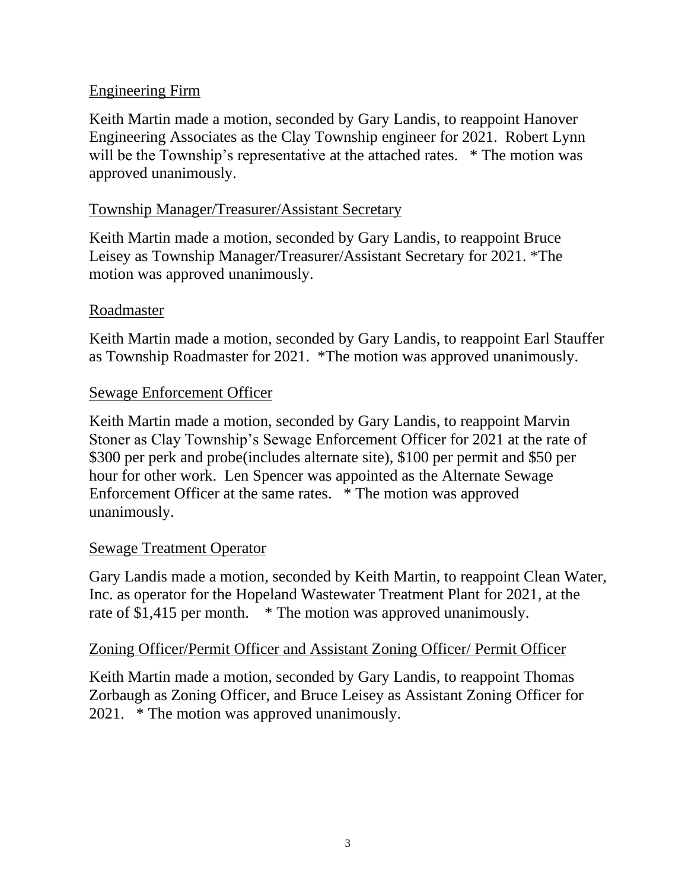Engineering Firm

Keith Martin made a motion, seconded by Gary Landis, to reappoint Hanover Engineering Associates as the Clay Township engineer for 2021. Robert Lynn will be the Township's representative at the attached rates. * The motion was approved unanimously.

Township Manager/Treasurer/Assistant Secretary

Keith Martin made a motion, seconded by Gary Landis, to reappoint Bruce Leisey as Township Manager/Treasurer/Assistant Secretary for 2021. *The motion was approved unanimously.

Roadmaster

Keith Martin made a motion, seconded by Gary Landis, to reappoint Earl Stauffer as Township Roadmaster for 2021. *The motion was approved unanimously.

Sewage Enforcement Officer

Keith Martin made a motion, seconded by Gary Landis, to reappoint Marvin Stoner as Clay Township's Sewage Enforcement Officer for 2021 at the rate of $300 per perk and probe(includes alternate site), $100 per permit and $50 per hour for other work. Len Spencer was appointed as the Alternate Sewage Enforcement Officer at the same rates. * The motion was approved unanimously.

Sewage Treatment Operator

Gary Landis made a motion, seconded by Keith Martin, to reappoint Clean Water, Inc. as operator for the Hopeland Wastewater Treatment Plant for 2021, at the rate of $1,415 per month. * The motion was approved unanimously.

Zoning Officer/Permit Officer and Assistant Zoning Officer/ Permit Officer

Keith Martin made a motion, seconded by Gary Landis, to reappoint Thomas Zorbaugh as Zoning Officer, and Bruce Leisey as Assistant Zoning Officer for 2021. * The motion was approved unanimously.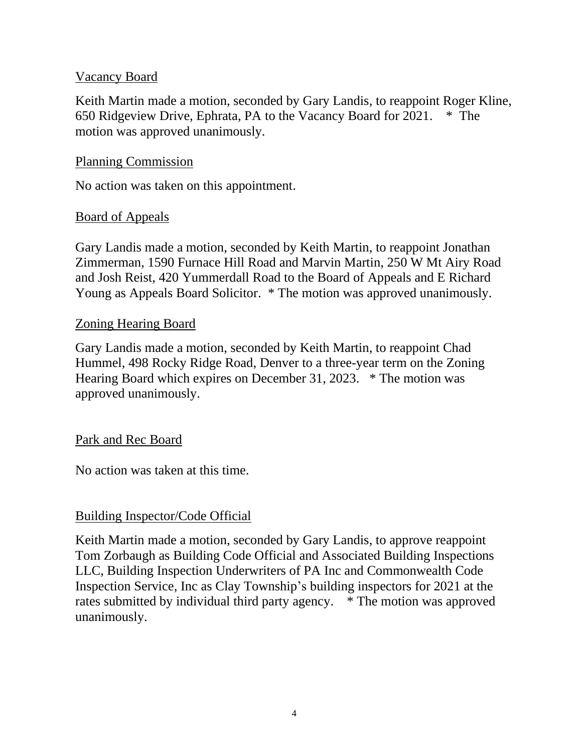## Vacancy Board

Keith Martin made a motion, seconded by Gary Landis, to reappoint Roger Kline, 650 Ridgeview Drive, Ephrata, PA to the Vacancy Board for 2021. * The motion was approved unanimously.

## Planning Commission

No action was taken on this appointment.

## Board of Appeals

Gary Landis made a motion, seconded by Keith Martin, to reappoint Jonathan Zimmerman, 1590 Furnace Hill Road and Marvin Martin, 250 W Mt Airy Road and Josh Reist, 420 Yummerdall Road to the Board of Appeals and E Richard Young as Appeals Board Solicitor. * The motion was approved unanimously.

## Zoning Hearing Board

Gary Landis made a motion, seconded by Keith Martin, to reappoint Chad Hummel, 498 Rocky Ridge Road, Denver to a three-year term on the Zoning Hearing Board which expires on December 31, 2023. * The motion was approved unanimously.

## Park and Rec Board

No action was taken at this time.

## Building Inspector/Code Official

Keith Martin made a motion, seconded by Gary Landis, to approve reappoint Tom Zorbaugh as Building Code Official and Associated Building Inspections LLC, Building Inspection Underwriters of PA Inc and Commonwealth Code Inspection Service, Inc as Clay Township's building inspectors for 2021 at the rates submitted by individual third party agency. * The motion was approved unanimously.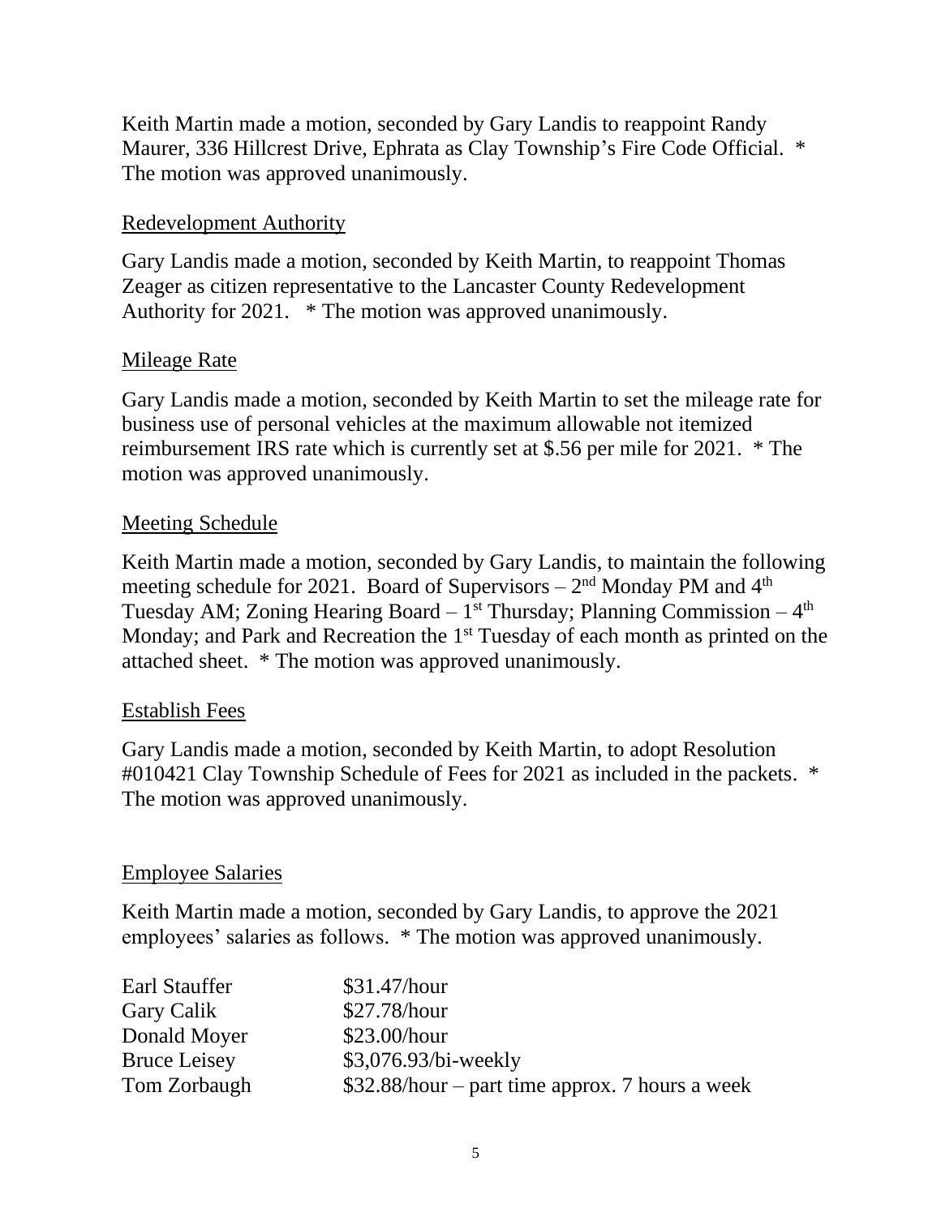Keith Martin made a motion, seconded by Gary Landis to reappoint Randy Maurer, 336 Hillcrest Drive, Ephrata as Clay Township's Fire Code Official. * The motion was approved unanimously.

<u>Redevelopment Authority</u>

Gary Landis made a motion, seconded by Keith Martin, to reappoint Thomas Zeager as citizen representative to the Lancaster County Redevelopment Authority for 2021. * The motion was approved unanimously.

<u>Mileage Rate</u>

Gary Landis made a motion, seconded by Keith Martin to set the mileage rate for business use of personal vehicles at the maximum allowable not itemized reimbursement IRS rate which is currently set at $.56 per mile for 2021. * The motion was approved unanimously.

<u>Meeting Schedule</u>

Keith Martin made a motion, seconded by Gary Landis, to maintain the following meeting schedule for 2021. Board of Supervisors – 2nd Monday PM and 4th Tuesday AM; Zoning Hearing Board – 1st Thursday; Planning Commission – 4th Monday; and Park and Recreation the 1st Tuesday of each month as printed on the attached sheet. * The motion was approved unanimously.

<u>Establish Fees</u>

Gary Landis made a motion, seconded by Keith Martin, to adopt Resolution #010421 Clay Township Schedule of Fees for 2021 as included in the packets. * The motion was approved unanimously.

<u>Employee Salaries</u>

Keith Martin made a motion, seconded by Gary Landis, to approve the 2021 employees' salaries as follows. * The motion was approved unanimously.

| | |
|---|---|
| Earl Stauffer | $31.47/hour |
| Gary Calik | $27.78/hour |
| Donald Moyer | $23.00/hour |
| Bruce Leisey | $3,076.93/bi-weekly |
| Tom Zorbaugh | $32.88/hour – part time approx. 7 hours a week |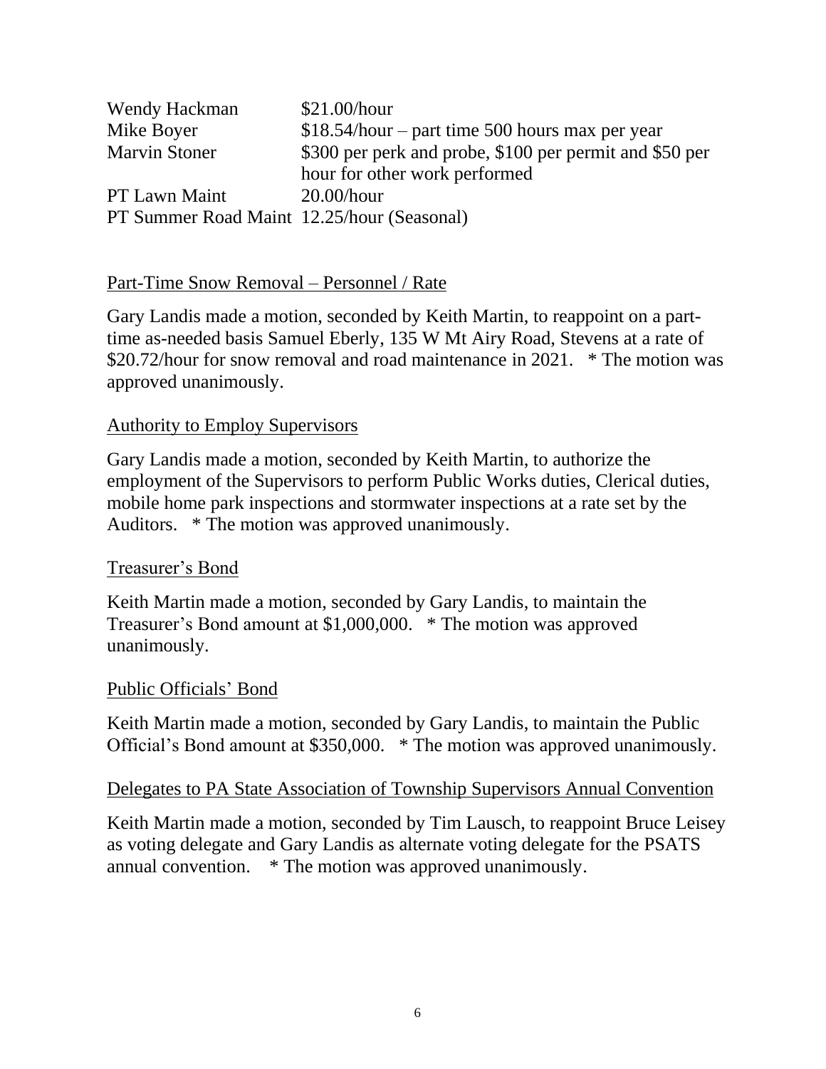| | |
|---|---|
| Wendy Hackman | \$21.00/hour |
| Mike Boyer | \$18.54/hour – part time 500 hours max per year |
| Marvin Stoner | \$300 per perk and probe, \$100 per permit and \$50 per hour for other work performed |
| PT Lawn Maint | 20.00/hour |
| PT Summer Road Maint | 12.25/hour (Seasonal) |

<u>Part-Time Snow Removal – Personnel / Rate</u>

Gary Landis made a motion, seconded by Keith Martin, to reappoint on a part-time as-needed basis Samuel Eberly, 135 W Mt Airy Road, Stevens at a rate of \$20.72/hour for snow removal and road maintenance in 2021. * The motion was approved unanimously.

<u>Authority to Employ Supervisors</u>

Gary Landis made a motion, seconded by Keith Martin, to authorize the employment of the Supervisors to perform Public Works duties, Clerical duties, mobile home park inspections and stormwater inspections at a rate set by the Auditors. * The motion was approved unanimously.

<u>Treasurer's Bond</u>

Keith Martin made a motion, seconded by Gary Landis, to maintain the Treasurer's Bond amount at \$1,000,000. * The motion was approved unanimously.

<u>Public Officials' Bond</u>

Keith Martin made a motion, seconded by Gary Landis, to maintain the Public Official's Bond amount at \$350,000. * The motion was approved unanimously.

<u>Delegates to PA State Association of Township Supervisors Annual Convention</u>

Keith Martin made a motion, seconded by Tim Lausch, to reappoint Bruce Leisey as voting delegate and Gary Landis as alternate voting delegate for the PSATS annual convention. * The motion was approved unanimously.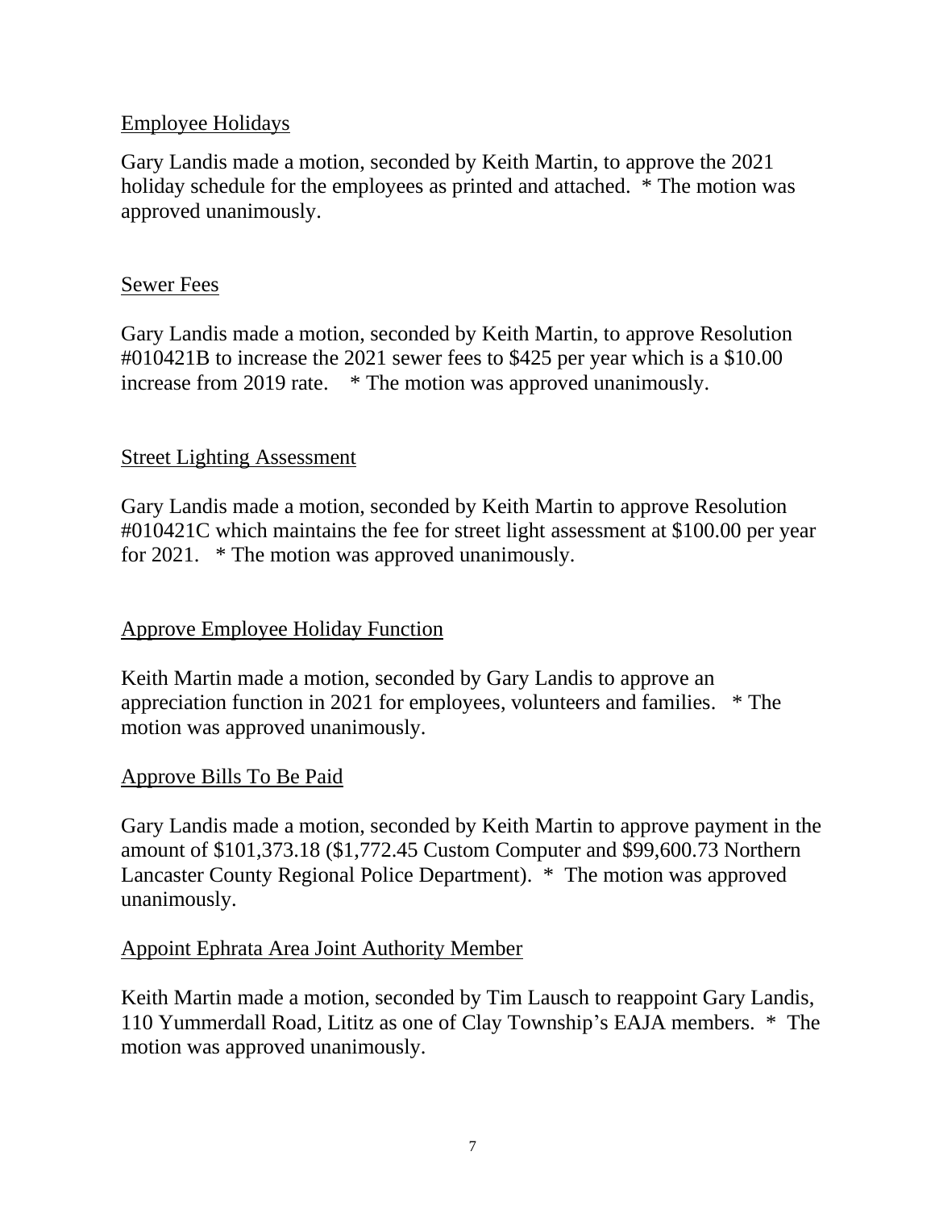Employee Holidays

Gary Landis made a motion, seconded by Keith Martin, to approve the 2021 holiday schedule for the employees as printed and attached. * The motion was approved unanimously.

Sewer Fees

Gary Landis made a motion, seconded by Keith Martin, to approve Resolution #010421B to increase the 2021 sewer fees to $425 per year which is a $10.00 increase from 2019 rate. * The motion was approved unanimously.

Street Lighting Assessment

Gary Landis made a motion, seconded by Keith Martin to approve Resolution #010421C which maintains the fee for street light assessment at $100.00 per year for 2021. * The motion was approved unanimously.

Approve Employee Holiday Function

Keith Martin made a motion, seconded by Gary Landis to approve an appreciation function in 2021 for employees, volunteers and families. * The motion was approved unanimously.

Approve Bills To Be Paid

Gary Landis made a motion, seconded by Keith Martin to approve payment in the amount of $101,373.18 ($1,772.45 Custom Computer and $99,600.73 Northern Lancaster County Regional Police Department). * The motion was approved unanimously.

Appoint Ephrata Area Joint Authority Member

Keith Martin made a motion, seconded by Tim Lausch to reappoint Gary Landis, 110 Yummerdall Road, Lititz as one of Clay Township's EAJA members. * The motion was approved unanimously.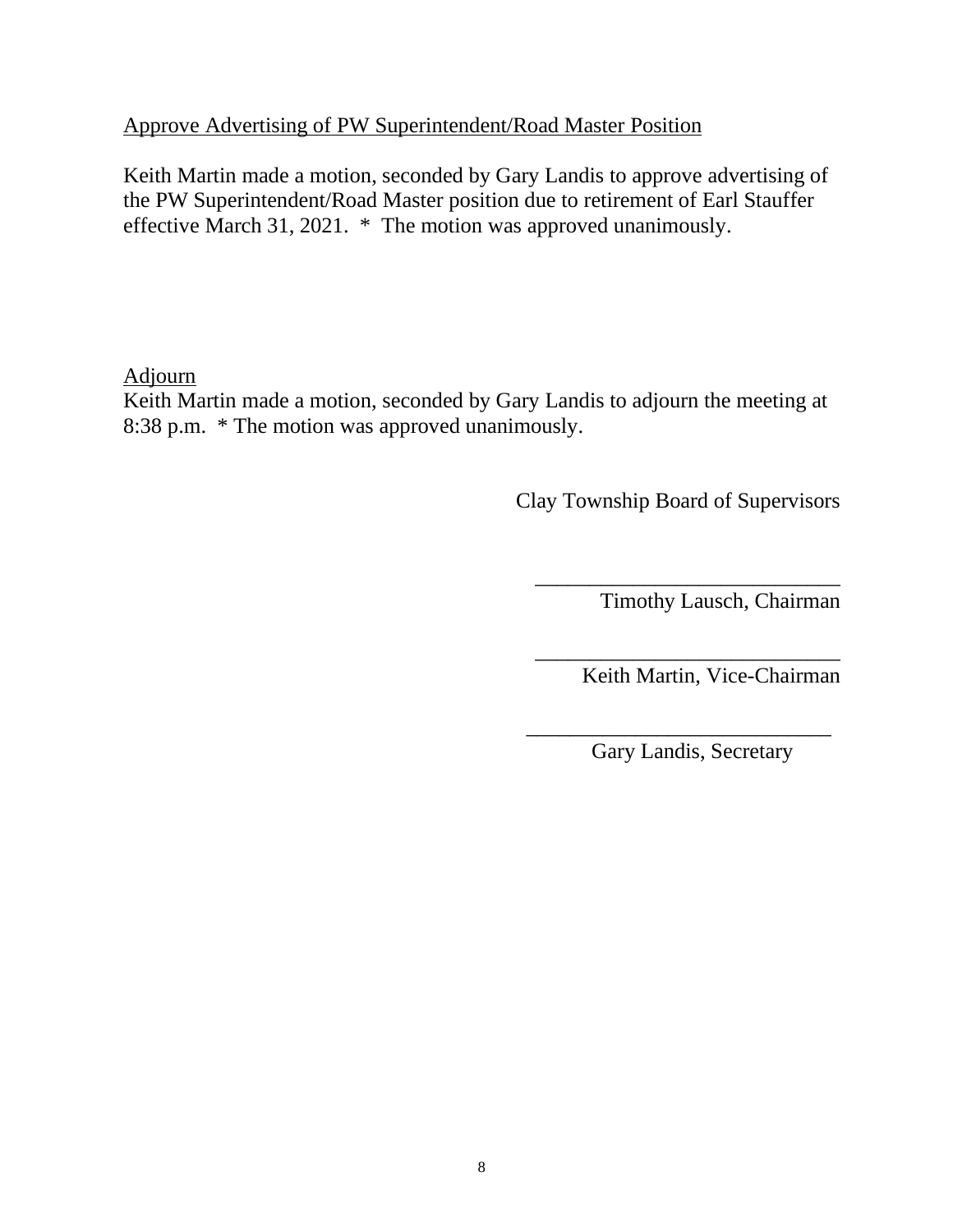Approve Advertising of PW Superintendent/Road Master Position

Keith Martin made a motion, seconded by Gary Landis to approve advertising of the PW Superintendent/Road Master position due to retirement of Earl Stauffer effective March 31, 2021. * The motion was approved unanimously.

Adjourn

Keith Martin made a motion, seconded by Gary Landis to adjourn the meeting at 8:38 p.m. * The motion was approved unanimously.

Clay Township Board of Supervisors

\_\_\_\_\_\_\_\_\_\_\_\_\_\_\_\_\_\_\_\_\_\_\_\_\_\_\_\_\_
Timothy Lausch, Chairman

\_\_\_\_\_\_\_\_\_\_\_\_\_\_\_\_\_\_\_\_\_\_\_\_\_\_\_\_\_
Keith Martin, Vice-Chairman

\_\_\_\_\_\_\_\_\_\_\_\_\_\_\_\_\_\_\_\_\_\_\_\_\_\_\_\_\_
Gary Landis, Secretary